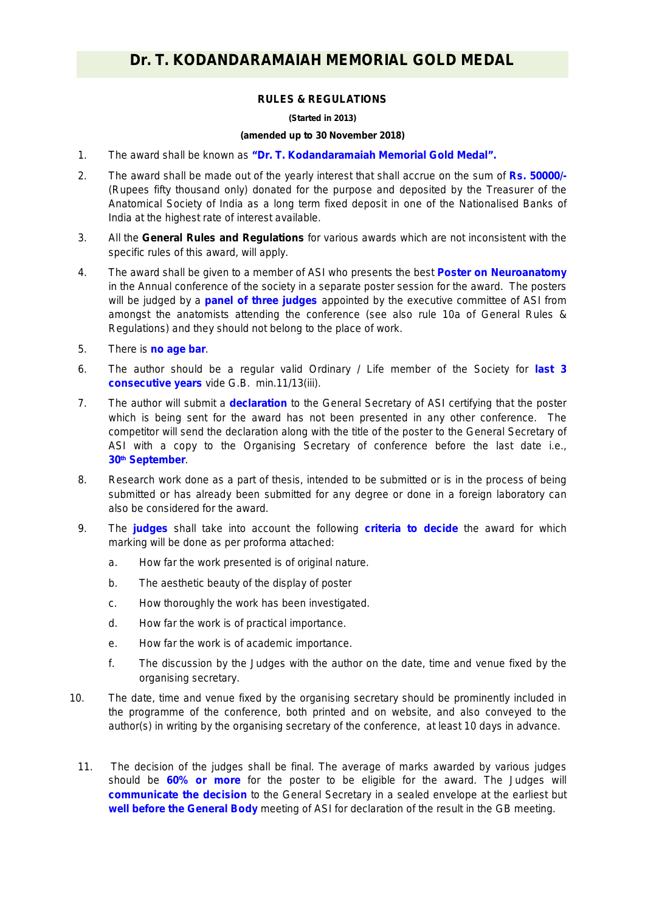# Dr. T. KODANDARAMAIAH MEMORIAL GOLD MEDAL

**RULES & REGULATIONS**

**(Started in 2013)**

**(amended up to 30 November 2018)**

1. The award shall be known as **"Dr. T. Kodandaramaiah Memorial Gold Medal".**

2. The award shall be made out of the yearly interest that shall accrue on the sum of **Rs. 50000/-** (Rupees fifty thousand only) donated for the purpose and deposited by the Treasurer of the Anatomical Society of India as a long term fixed deposit in one of the Nationalised Banks of India at the highest rate of interest available.

3. All the **General Rules and Regulations** for various awards which are not inconsistent with the specific rules of this award, will apply.

4. The award shall be given to a member of ASI who presents the best **Poster on Neuroanatomy** in the Annual conference of the society in a separate poster session for the award. The posters will be judged by a **panel of three judges** appointed by the executive committee of ASI from amongst the anatomists attending the conference (see also rule 10a of General Rules & Regulations) and they should not belong to the place of work.

5. There is **no age bar**.

6. The author should be a regular valid Ordinary / Life member of the Society for **last 3 consecutive years** vide G.B. min.11/13(iii).

7. The author will submit a **declaration** to the General Secretary of ASI certifying that the poster which is being sent for the award has not been presented in any other conference. The competitor will send the declaration along with the title of the poster to the General Secretary of ASI with a copy to the Organising Secretary of conference before the last date i.e., **30th September**.

8. Research work done as a part of thesis, intended to be submitted or is in the process of being submitted or has already been submitted for any degree or done in a foreign laboratory can also be considered for the award.

9. The **judges** shall take into account the following **criteria to decide** the award for which marking will be done as per proforma attached:

   a. How far the work presented is of original nature.

   b. The aesthetic beauty of the display of poster

   c. How thoroughly the work has been investigated.

   d. How far the work is of practical importance.

   e. How far the work is of academic importance.

   f. The discussion by the Judges with the author on the date, time and venue fixed by the organising secretary.

10. The date, time and venue fixed by the organising secretary should be prominently included in the programme of the conference, both printed and on website, and also conveyed to the author(s) in writing by the organising secretary of the conference, at least 10 days in advance.

11. The decision of the judges shall be final. The average of marks awarded by various judges should be **60% or more** for the poster to be eligible for the award. The Judges will **communicate the decision** to the General Secretary in a sealed envelope at the earliest but **well before the General Body** meeting of ASI for declaration of the result in the GB meeting.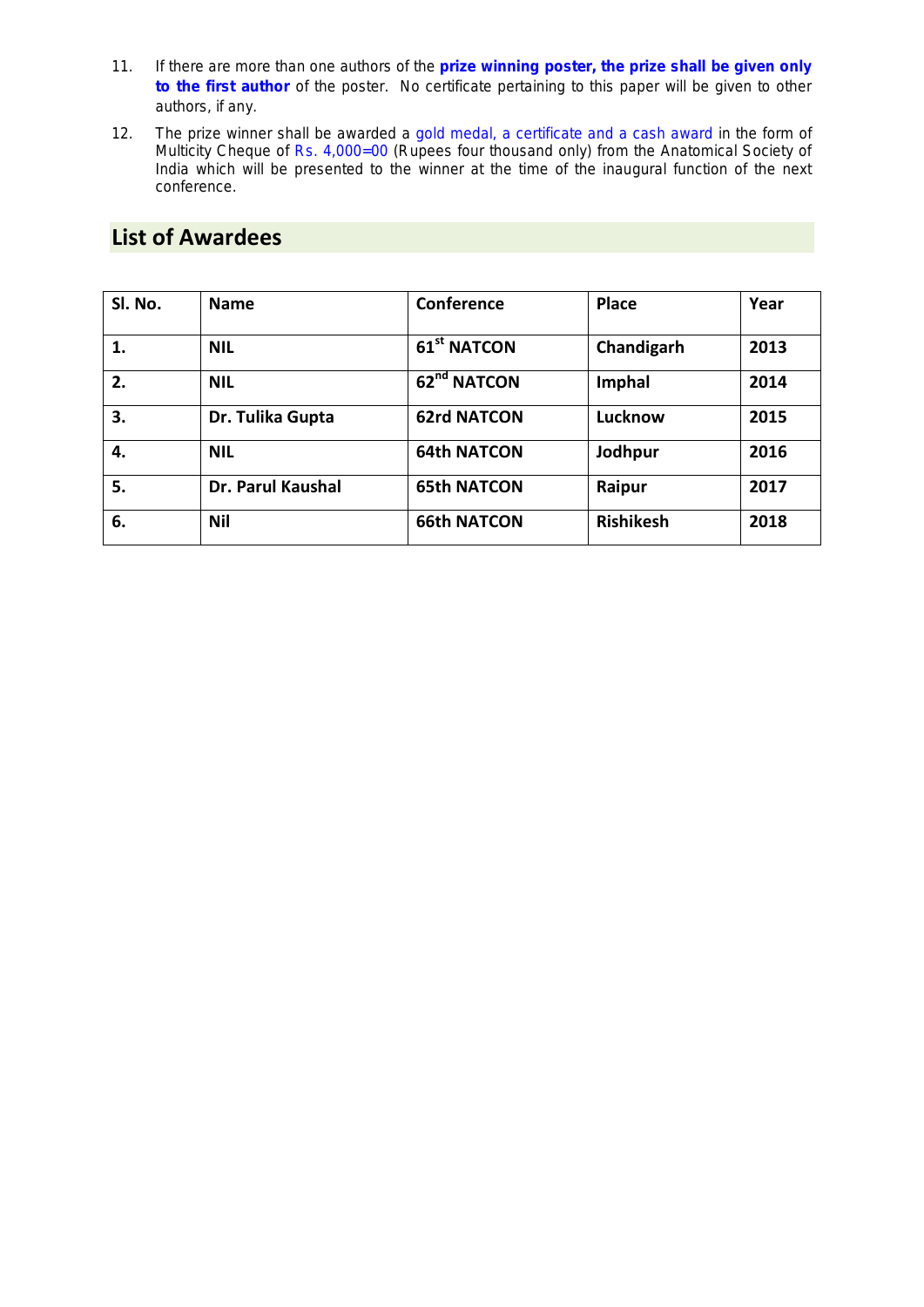11. If there are more than one authors of the **prize winning poster, the prize shall be given only to the first author** of the poster. No certificate pertaining to this paper will be given to other authors, if any.

12. The prize winner shall be awarded a gold medal, a certificate and a cash award in the form of Multicity Cheque of Rs. 4,000=00 (Rupees four thousand only) from the Anatomical Society of India which will be presented to the winner at the time of the inaugural function of the next conference.

## List of Awardees

| Sl. No. | Name | Conference | Place | Year |
|---|---|---|---|---|
| **1.** | **NIL** | **61st NATCON** | **Chandigarh** | **2013** |
| **2.** | **NIL** | **62nd NATCON** | **Imphal** | **2014** |
| **3.** | **Dr. Tulika Gupta** | **62rd NATCON** | **Lucknow** | **2015** |
| **4.** | **NIL** | **64th NATCON** | **Jodhpur** | **2016** |
| **5.** | **Dr. Parul Kaushal** | **65th NATCON** | **Raipur** | **2017** |
| **6.** | **Nil** | **66th NATCON** | **Rishikesh** | **2018** |